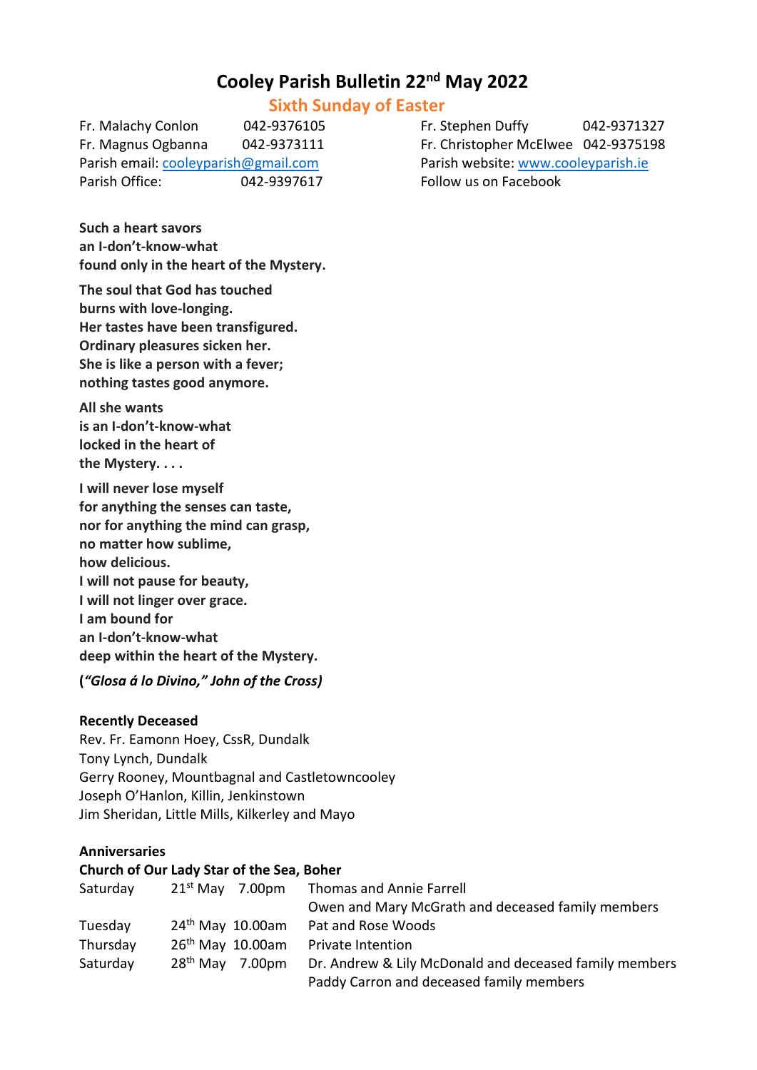# Cooley Parish Bulletin 22nd May 2022

## Sixth Sunday of Easter

Fr. Malachy Conlon 042-9376105
Fr. Magnus Ogbanna 042-9373111
Parish email: cooleyparish@gmail.com
Parish Office: 042-9397617

Fr. Stephen Duffy 042-9371327
Fr. Christopher McElwee 042-9375198
Parish website: www.cooleyparish.ie
Follow us on Facebook

**Such a heart savors**
**an I-don't-know-what**
**found only in the heart of the Mystery.**

**The soul that God has touched**
**burns with love-longing.**
**Her tastes have been transfigured.**
**Ordinary pleasures sicken her.**
**She is like a person with a fever;**
**nothing tastes good anymore.**

**All she wants**
**is an I-don't-know-what**
**locked in the heart of**
**the Mystery. . . .**

**I will never lose myself**
**for anything the senses can taste,**
**nor for anything the mind can grasp,**
**no matter how sublime,**
**how delicious.**
**I will not pause for beauty,**
**I will not linger over grace.**
**I am bound for**
**an I-don't-know-what**
**deep within the heart of the Mystery.**

**(*"Glosa á lo Divino," John of the Cross)***

**Recently Deceased**

Rev. Fr. Eamonn Hoey, CssR, Dundalk
Tony Lynch, Dundalk
Gerry Rooney, Mountbagnal and Castletowncooley
Joseph O'Hanlon, Killin, Jenkinstown
Jim Sheridan, Little Mills, Kilkerley and Mayo

**Anniversaries**

**Church of Our Lady Star of the Sea, Boher**

| | | | |
|---|---|---|---|
| Saturday | 21st May | 7.00pm | Thomas and Annie Farrell |
| | | | Owen and Mary McGrath and deceased family members |
| Tuesday | 24th May | 10.00am | Pat and Rose Woods |
| Thursday | 26th May | 10.00am | Private Intention |
| Saturday | 28th May | 7.00pm | Dr. Andrew & Lily McDonald and deceased family members |
| | | | Paddy Carron and deceased family members |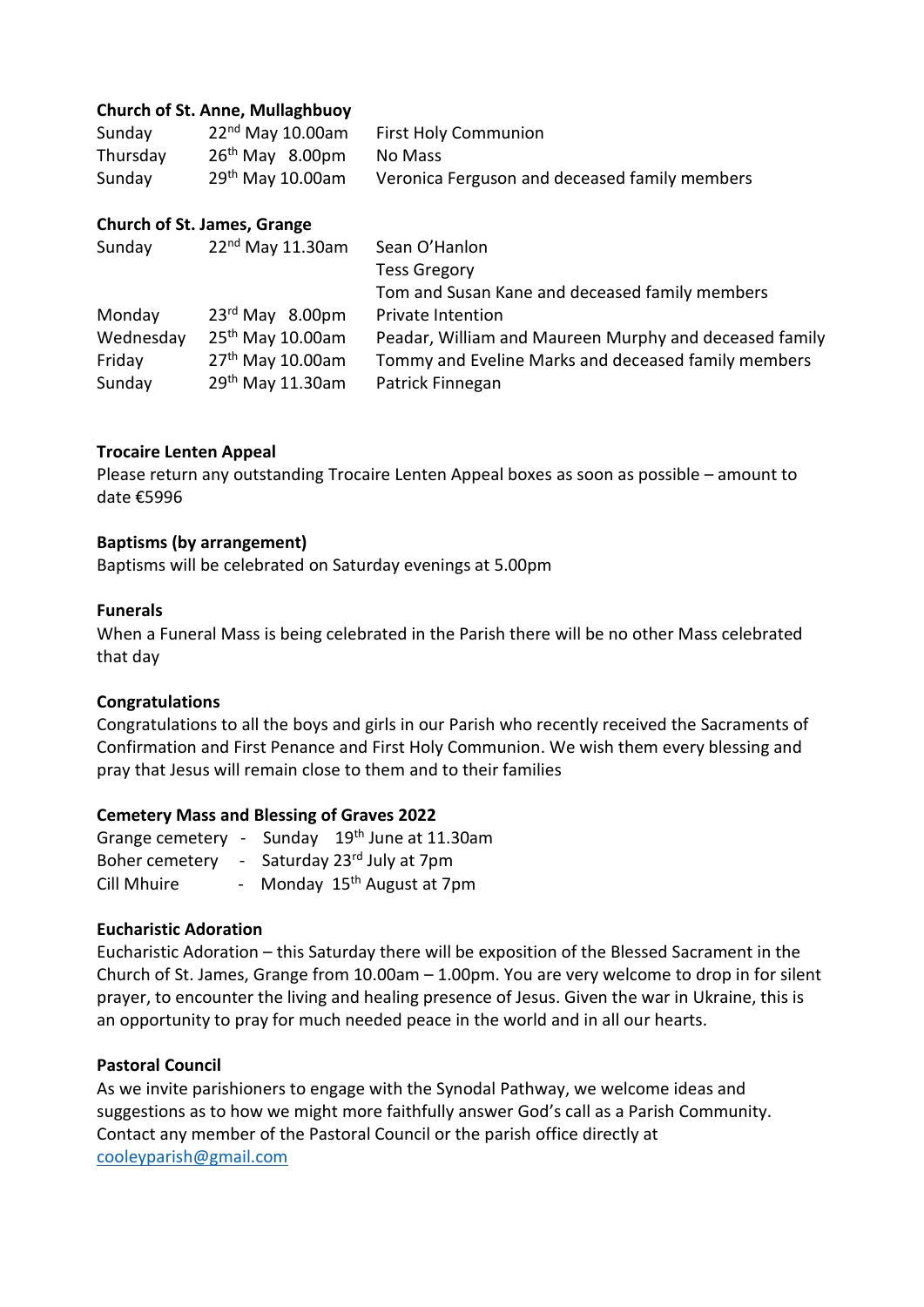**Church of St. Anne, Mullaghbuoy**

| | | |
|---|---|---|
| Sunday | 22nd May 10.00am | First Holy Communion |
| Thursday | 26th May 8.00pm | No Mass |
| Sunday | 29th May 10.00am | Veronica Ferguson and deceased family members |

**Church of St. James, Grange**

| | | |
|---|---|---|
| Sunday | 22nd May 11.30am | Sean O'Hanlon |
| | | Tess Gregory |
| | | Tom and Susan Kane and deceased family members |
| Monday | 23rd May 8.00pm | Private Intention |
| Wednesday | 25th May 10.00am | Peadar, William and Maureen Murphy and deceased family |
| Friday | 27th May 10.00am | Tommy and Eveline Marks and deceased family members |
| Sunday | 29th May 11.30am | Patrick Finnegan |

**Trocaire Lenten Appeal**

Please return any outstanding Trocaire Lenten Appeal boxes as soon as possible – amount to date €5996

**Baptisms (by arrangement)**

Baptisms will be celebrated on Saturday evenings at 5.00pm

**Funerals**

When a Funeral Mass is being celebrated in the Parish there will be no other Mass celebrated that day

**Congratulations**

Congratulations to all the boys and girls in our Parish who recently received the Sacraments of Confirmation and First Penance and First Holy Communion. We wish them every blessing and pray that Jesus will remain close to them and to their families

**Cemetery Mass and Blessing of Graves 2022**

Grange cemetery - Sunday 19th June at 11.30am
Boher cemetery - Saturday 23rd July at 7pm
Cill Mhuire - Monday 15th August at 7pm

**Eucharistic Adoration**

Eucharistic Adoration – this Saturday there will be exposition of the Blessed Sacrament in the Church of St. James, Grange from 10.00am – 1.00pm. You are very welcome to drop in for silent prayer, to encounter the living and healing presence of Jesus. Given the war in Ukraine, this is an opportunity to pray for much needed peace in the world and in all our hearts.

**Pastoral Council**

As we invite parishioners to engage with the Synodal Pathway, we welcome ideas and suggestions as to how we might more faithfully answer God's call as a Parish Community. Contact any member of the Pastoral Council or the parish office directly at cooleyparish@gmail.com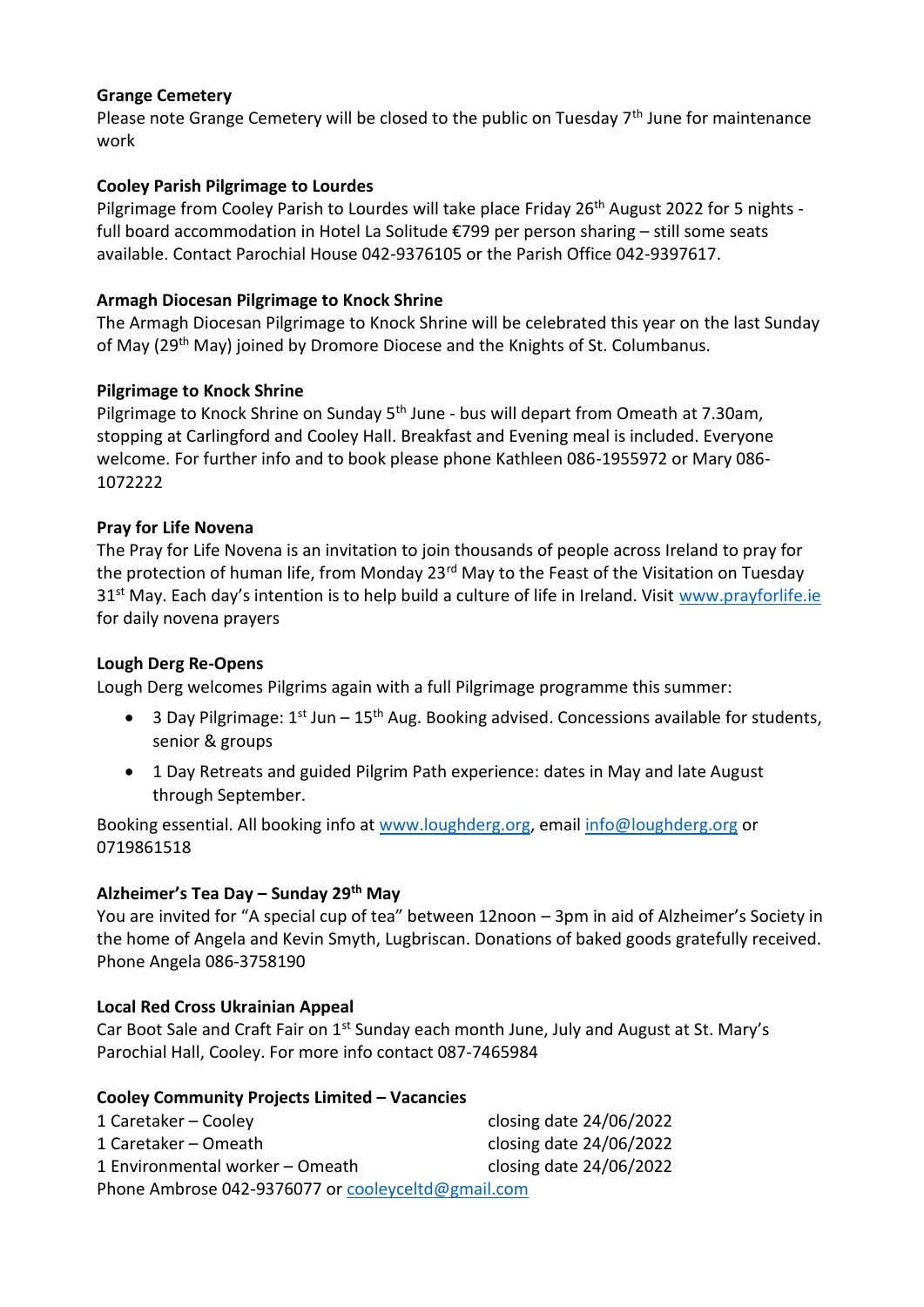**Grange Cemetery**
Please note Grange Cemetery will be closed to the public on Tuesday 7th June for maintenance work

**Cooley Parish Pilgrimage to Lourdes**
Pilgrimage from Cooley Parish to Lourdes will take place Friday 26th August 2022 for 5 nights - full board accommodation in Hotel La Solitude €799 per person sharing – still some seats available. Contact Parochial House 042-9376105 or the Parish Office 042-9397617.

**Armagh Diocesan Pilgrimage to Knock Shrine**
The Armagh Diocesan Pilgrimage to Knock Shrine will be celebrated this year on the last Sunday of May (29th May) joined by Dromore Diocese and the Knights of St. Columbanus.

**Pilgrimage to Knock Shrine**
Pilgrimage to Knock Shrine on Sunday 5th June - bus will depart from Omeath at 7.30am, stopping at Carlingford and Cooley Hall. Breakfast and Evening meal is included. Everyone welcome. For further info and to book please phone Kathleen 086-1955972 or Mary 086-1072222

**Pray for Life Novena**
The Pray for Life Novena is an invitation to join thousands of people across Ireland to pray for the protection of human life, from Monday 23rd May to the Feast of the Visitation on Tuesday 31st May. Each day's intention is to help build a culture of life in Ireland. Visit www.prayforlife.ie for daily novena prayers

**Lough Derg Re-Opens**
Lough Derg welcomes Pilgrims again with a full Pilgrimage programme this summer:

- 3 Day Pilgrimage: 1st Jun – 15th Aug. Booking advised. Concessions available for students, senior & groups
- 1 Day Retreats and guided Pilgrim Path experience: dates in May and late August through September.

Booking essential. All booking info at www.loughderg.org, email info@loughderg.org or 0719861518

**Alzheimer's Tea Day – Sunday 29th May**
You are invited for "A special cup of tea" between 12noon – 3pm in aid of Alzheimer's Society in the home of Angela and Kevin Smyth, Lugbriscan. Donations of baked goods gratefully received. Phone Angela 086-3758190

**Local Red Cross Ukrainian Appeal**
Car Boot Sale and Craft Fair on 1st Sunday each month June, July and August at St. Mary's Parochial Hall, Cooley. For more info contact 087-7465984

**Cooley Community Projects Limited – Vacancies**
1 Caretaker – Cooley closing date 24/06/2022
1 Caretaker – Omeath closing date 24/06/2022
1 Environmental worker – Omeath closing date 24/06/2022
Phone Ambrose 042-9376077 or cooleyceltd@gmail.com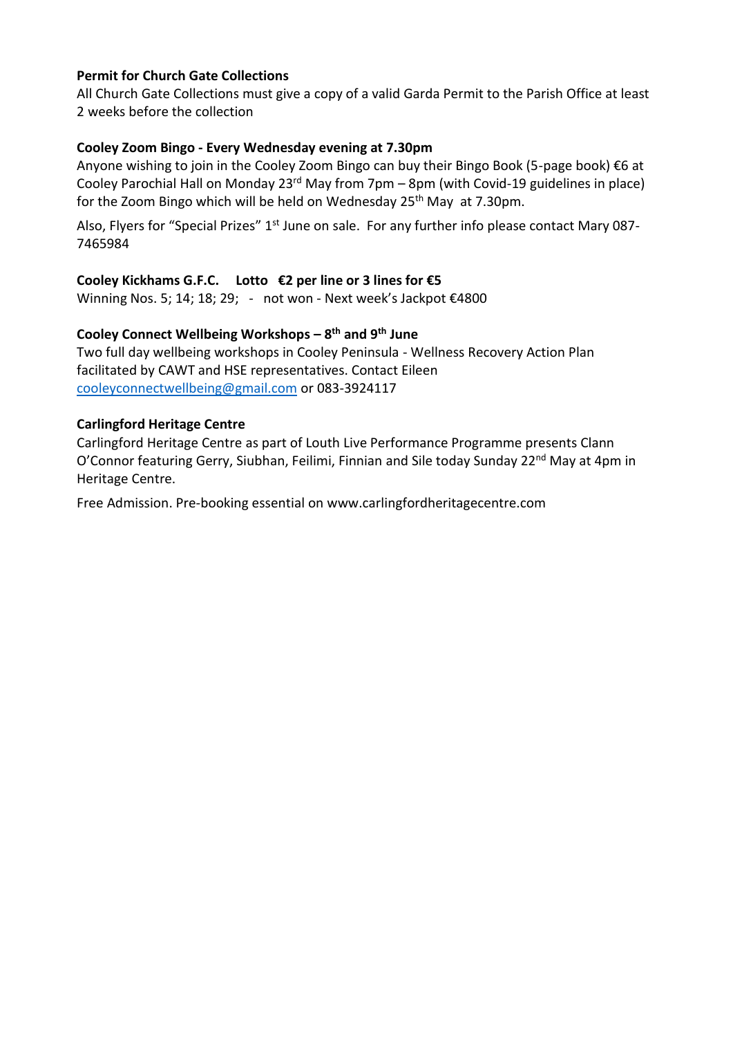**Permit for Church Gate Collections**

All Church Gate Collections must give a copy of a valid Garda Permit to the Parish Office at least 2 weeks before the collection

**Cooley Zoom Bingo - Every Wednesday evening at 7.30pm**

Anyone wishing to join in the Cooley Zoom Bingo can buy their Bingo Book (5-page book) €6 at Cooley Parochial Hall on Monday 23rd May from 7pm – 8pm (with Covid-19 guidelines in place) for the Zoom Bingo which will be held on Wednesday 25th May at 7.30pm.

Also, Flyers for "Special Prizes" 1st June on sale. For any further info please contact Mary 087-7465984

**Cooley Kickhams G.F.C. Lotto €2 per line or 3 lines for €5**

Winning Nos. 5; 14; 18; 29; - not won - Next week's Jackpot €4800

**Cooley Connect Wellbeing Workshops – 8th and 9th June**

Two full day wellbeing workshops in Cooley Peninsula - Wellness Recovery Action Plan facilitated by CAWT and HSE representatives. Contact Eileen cooleyconnectwellbeing@gmail.com or 083-3924117

**Carlingford Heritage Centre**

Carlingford Heritage Centre as part of Louth Live Performance Programme presents Clann O'Connor featuring Gerry, Siubhan, Feilimi, Finnian and Sile today Sunday 22nd May at 4pm in Heritage Centre.

Free Admission. Pre-booking essential on www.carlingfordheritagecentre.com